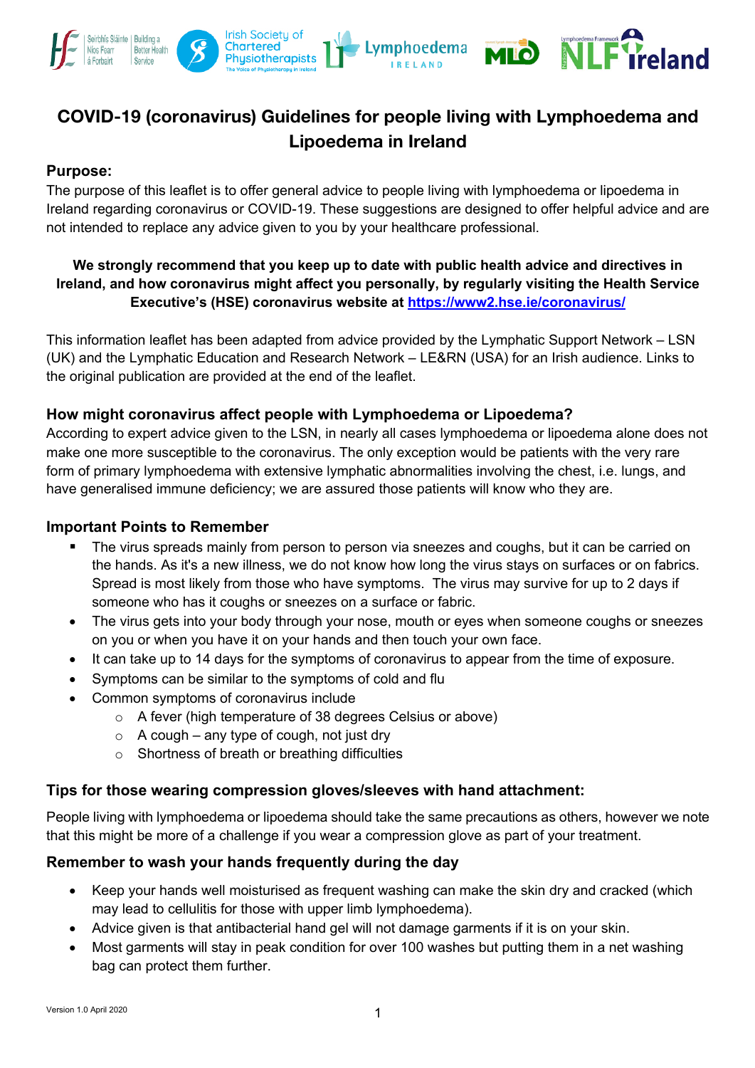# COVID-19 (coronavirus) Guidelines for people living with Lymphoedema and Lipoedema in Ireland

## Purpose:

The purpose of this leaflet is to offer general advice to people living with lymphoedema or lipoedema in Ireland regarding coronavirus or COVID-19. These suggestions are designed to offer helpful advice and are not intended to replace any advice given to you by your healthcare professional.

**We strongly recommend that you keep up to date with public health advice and directives in Ireland, and how coronavirus might affect you personally, by regularly visiting the Health Service Executive's (HSE) coronavirus website at [https://www2.hse.ie/coronavirus/](https://www2.hse.ie/coronavirus/)**

This information leaflet has been adapted from advice provided by the Lymphatic Support Network – LSN (UK) and the Lymphatic Education and Research Network – LE&RN (USA) for an Irish audience. Links to the original publication are provided at the end of the leaflet.

### How might coronavirus affect people with Lymphoedema or Lipoedema?

According to expert advice given to the LSN, in nearly all cases lymphoedema or lipoedema alone does not make one more susceptible to the coronavirus. The only exception would be patients with the very rare form of primary lymphoedema with extensive lymphatic abnormalities involving the chest, i.e. lungs, and have generalised immune deficiency; we are assured those patients will know who they are.

### Important Points to Remember

- The virus spreads mainly from person to person via sneezes and coughs, but it can be carried on the hands. As it's a new illness, we do not know how long the virus stays on surfaces or on fabrics. Spread is most likely from those who have symptoms. The virus may survive for up to 2 days if someone who has it coughs or sneezes on a surface or fabric.
- The virus gets into your body through your nose, mouth or eyes when someone coughs or sneezes on you or when you have it on your hands and then touch your own face.
- It can take up to 14 days for the symptoms of coronavirus to appear from the time of exposure.
- Symptoms can be similar to the symptoms of cold and flu
- Common symptoms of coronavirus include
  - A fever (high temperature of 38 degrees Celsius or above)
  - A cough – any type of cough, not just dry
  - Shortness of breath or breathing difficulties

### Tips for those wearing compression gloves/sleeves with hand attachment:

People living with lymphoedema or lipoedema should take the same precautions as others, however we note that this might be more of a challenge if you wear a compression glove as part of your treatment.

### Remember to wash your hands frequently during the day

- Keep your hands well moisturised as frequent washing can make the skin dry and cracked (which may lead to cellulitis for those with upper limb lymphoedema).
- Advice given is that antibacterial hand gel will not damage garments if it is on your skin.
- Most garments will stay in peak condition for over 100 washes but putting them in a net washing bag can protect them further.

Version 1.0 April 2020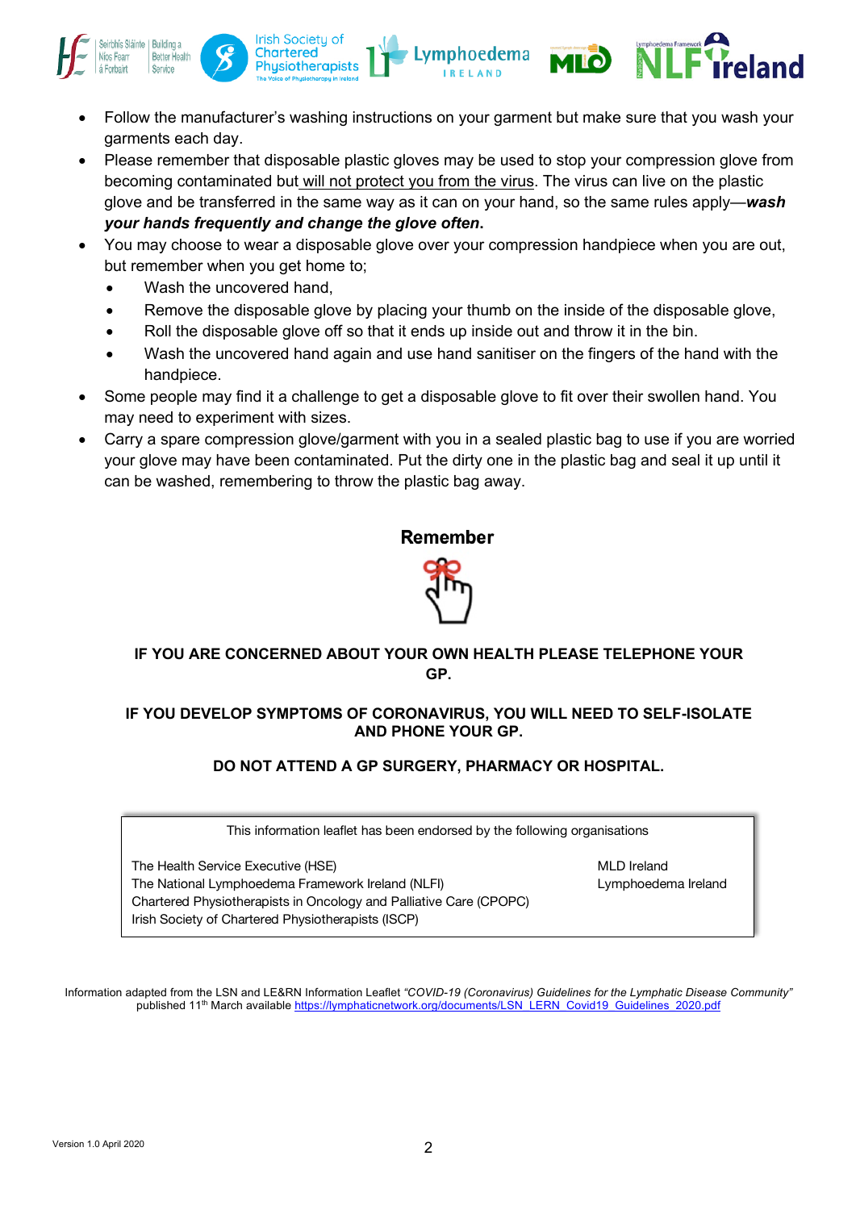- Follow the manufacturer's washing instructions on your garment but make sure that you wash your garments each day.
- Please remember that disposable plastic gloves may be used to stop your compression glove from becoming contaminated but will not protect you from the virus. The virus can live on the plastic glove and be transferred in the same way as it can on your hand, so the same rules apply—***wash your hands frequently and change the glove often***.
- You may choose to wear a disposable glove over your compression handpiece when you are out, but remember when you get home to;
  - Wash the uncovered hand,
  - Remove the disposable glove by placing your thumb on the inside of the disposable glove,
  - Roll the disposable glove off so that it ends up inside out and throw it in the bin.
  - Wash the uncovered hand again and use hand sanitiser on the fingers of the hand with the handpiece.
- Some people may find it a challenge to get a disposable glove to fit over their swollen hand. You may need to experiment with sizes.
- Carry a spare compression glove/garment with you in a sealed plastic bag to use if you are worried your glove may have been contaminated. Put the dirty one in the plastic bag and seal it up until it can be washed, remembering to throw the plastic bag away.

## Remember

**IF YOU ARE CONCERNED ABOUT YOUR OWN HEALTH PLEASE TELEPHONE YOUR GP.**

**IF YOU DEVELOP SYMPTOMS OF CORONAVIRUS, YOU WILL NEED TO SELF-ISOLATE AND PHONE YOUR GP.**

**DO NOT ATTEND A GP SURGERY, PHARMACY OR HOSPITAL.**

This information leaflet has been endorsed by the following organisations

The Health Service Executive (HSE)
The National Lymphoedema Framework Ireland (NLFI)
Chartered Physiotherapists in Oncology and Palliative Care (CPOPC)
Irish Society of Chartered Physiotherapists (ISCP)
MLD Ireland
Lymphoedema Ireland

Information adapted from the LSN and LE&RN Information Leaflet *"COVID-19 (Coronavirus) Guidelines for the Lymphatic Disease Community"* published 11th March available https://lymphaticnetwork.org/documents/LSN_LERN_Covid19_Guidelines_2020.pdf

Version 1.0 April 2020